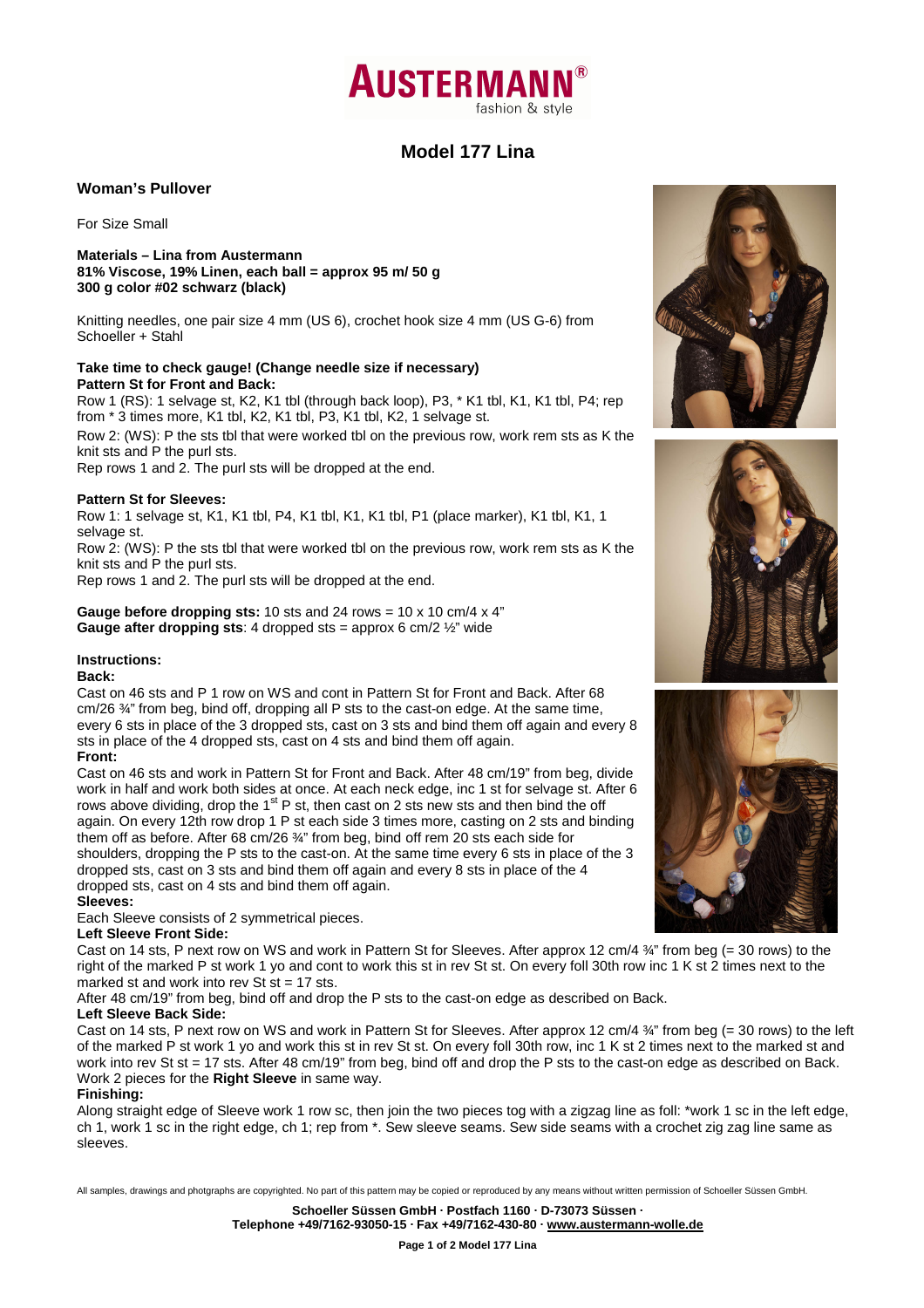# AUSTERMANN®

fashion & style

## Model 177 Lina

### Woman's Pullover

For Size Small

**Materials – Lina from Austermann**
**81% Viscose, 19% Linen, each ball = approx 95 m/ 50 g**
**300 g color #02 schwarz (black)**

Knitting needles, one pair size 4 mm (US 6), crochet hook size 4 mm (US G-6) from Schoeller + Stahl

**Take time to check gauge! (Change needle size if necessary)**
**Pattern St for Front and Back:**

Row 1 (RS): 1 selvage st, K2, K1 tbl (through back loop), P3, * K1 tbl, K1, K1 tbl, P4; rep from * 3 times more, K1 tbl, K2, K1 tbl, P3, K1 tbl, K2, 1 selvage st.

Row 2: (WS): P the sts tbl that were worked tbl on the previous row, work rem sts as K the knit sts and P the purl sts.

Rep rows 1 and 2. The purl sts will be dropped at the end.

**Pattern St for Sleeves:**

Row 1: 1 selvage st, K1, K1 tbl, P4, K1 tbl, K1, K1 tbl, P1 (place marker), K1 tbl, K1, 1 selvage st.

Row 2: (WS): P the sts tbl that were worked tbl on the previous row, work rem sts as K the knit sts and P the purl sts.

Rep rows 1 and 2. The purl sts will be dropped at the end.

**Gauge before dropping sts:** 10 sts and 24 rows = 10 x 10 cm/4 x 4"
**Gauge after dropping sts**: 4 dropped sts = approx 6 cm/2 ½" wide

**Instructions:**

**Back:**

Cast on 46 sts and P 1 row on WS and cont in Pattern St for Front and Back. After 68 cm/26 ¾" from beg, bind off, dropping all P sts to the cast-on edge. At the same time, every 6 sts in place of the 3 dropped sts, cast on 3 sts and bind them off again and every 8 sts in place of the 4 dropped sts, cast on 4 sts and bind them off again.

**Front:**

Cast on 46 sts and work in Pattern St for Front and Back. After 48 cm/19" from beg, divide work in half and work both sides at once. At each neck edge, inc 1 st for selvage st. After 6 rows above dividing, drop the 1st P st, then cast on 2 sts new sts and then bind the off again. On every 12th row drop 1 P st each side 3 times more, casting on 2 sts and binding them off as before. After 68 cm/26 ¾" from beg, bind off rem 20 sts each side for shoulders, dropping the P sts to the cast-on. At the same time every 6 sts in place of the 3 dropped sts, cast on 3 sts and bind them off again and every 8 sts in place of the 4 dropped sts, cast on 4 sts and bind them off again.

**Sleeves:**

Each Sleeve consists of 2 symmetrical pieces.

**Left Sleeve Front Side:**

Cast on 14 sts, P next row on WS and work in Pattern St for Sleeves. After approx 12 cm/4 ¾" from beg (= 30 rows) to the right of the marked P st work 1 yo and cont to work this st in rev St st. On every foll 30th row inc 1 K st 2 times next to the marked st and work into rev St st = 17 sts.

After 48 cm/19" from beg, bind off and drop the P sts to the cast-on edge as described on Back.

**Left Sleeve Back Side:**

Cast on 14 sts, P next row on WS and work in Pattern St for Sleeves. After approx 12 cm/4 ¾" from beg (= 30 rows) to the left of the marked P st work 1 yo and work this st in rev St st. On every foll 30th row, inc 1 K st 2 times next to the marked st and work into rev St st = 17 sts. After 48 cm/19" from beg, bind off and drop the P sts to the cast-on edge as described on Back.

Work 2 pieces for the **Right Sleeve** in same way.

**Finishing:**

Along straight edge of Sleeve work 1 row sc, then join the two pieces tog with a zigzag line as foll: *work 1 sc in the left edge, ch 1, work 1 sc in the right edge, ch 1; rep from *. Sew sleeve seams. Sew side seams with a crochet zig zag line same as sleeves.

All samples, drawings and photgraphs are copyrighted. No part of this pattern may be copied or reproduced by any means without written permission of Schoeller Süssen GmbH.

**Schoeller Süssen GmbH · Postfach 1160 · D-73073 Süssen ·**
**Telephone +49/7162-93050-15 · Fax +49/7162-430-80 · www.austermann-wolle.de**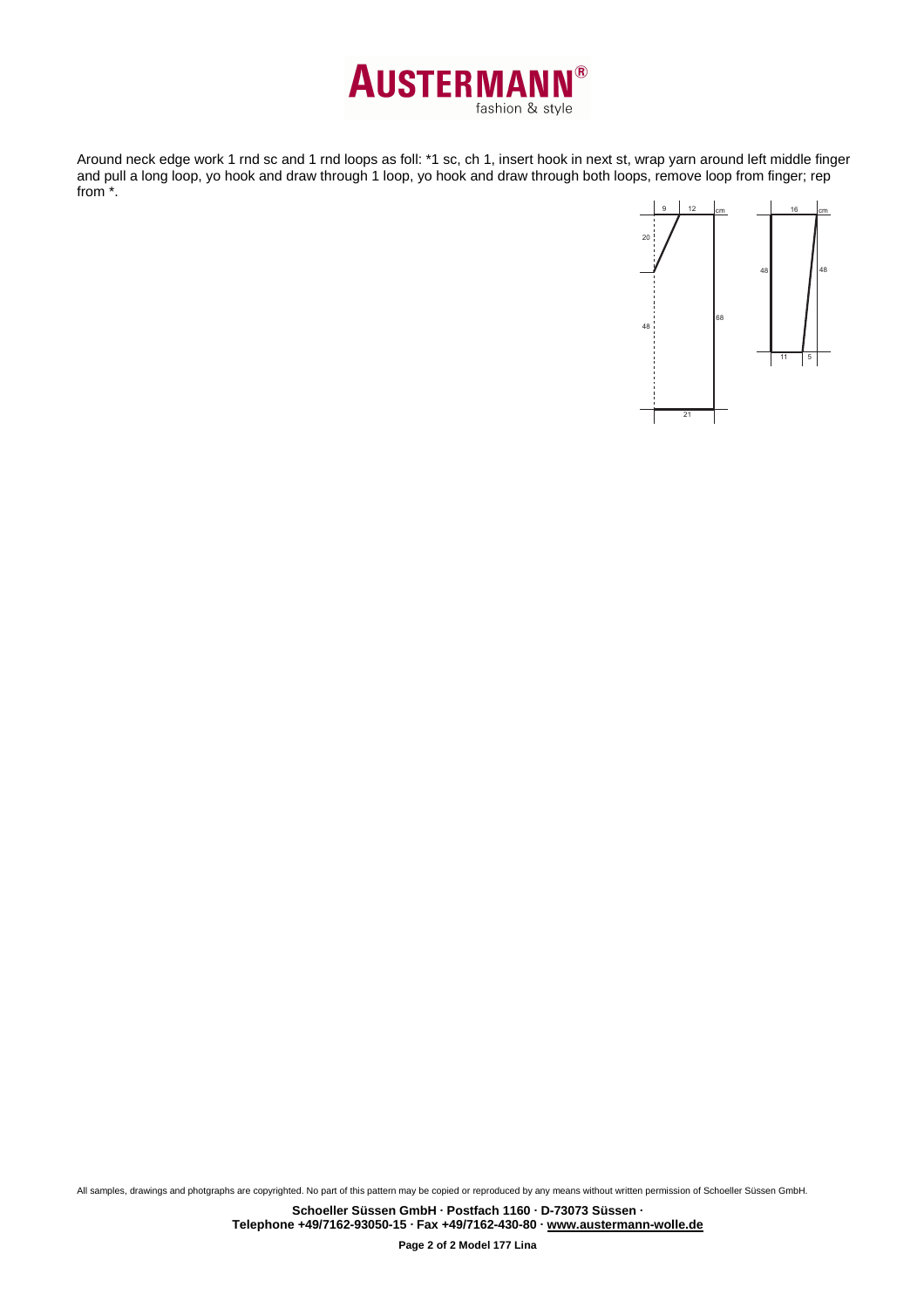Around neck edge work 1 rnd sc and 1 rnd loops as foll: *1 sc, ch 1, insert hook in next st, wrap yarn around left middle finger and pull a long loop, yo hook and draw through 1 loop, yo hook and draw through both loops, remove loop from finger; rep from *.

9
12
cm
20
48
68
21

16
cm
48
48
11
5

All samples, drawings and photgraphs are copyrighted. No part of this pattern may be copied or reproduced by any means without written permission of Schoeller Süssen GmbH.

**Schoeller Süssen GmbH · Postfach 1160 · D-73073 Süssen ·**
**Telephone +49/7162-93050-15 · Fax +49/7162-430-80 · www.austermann-wolle.de**